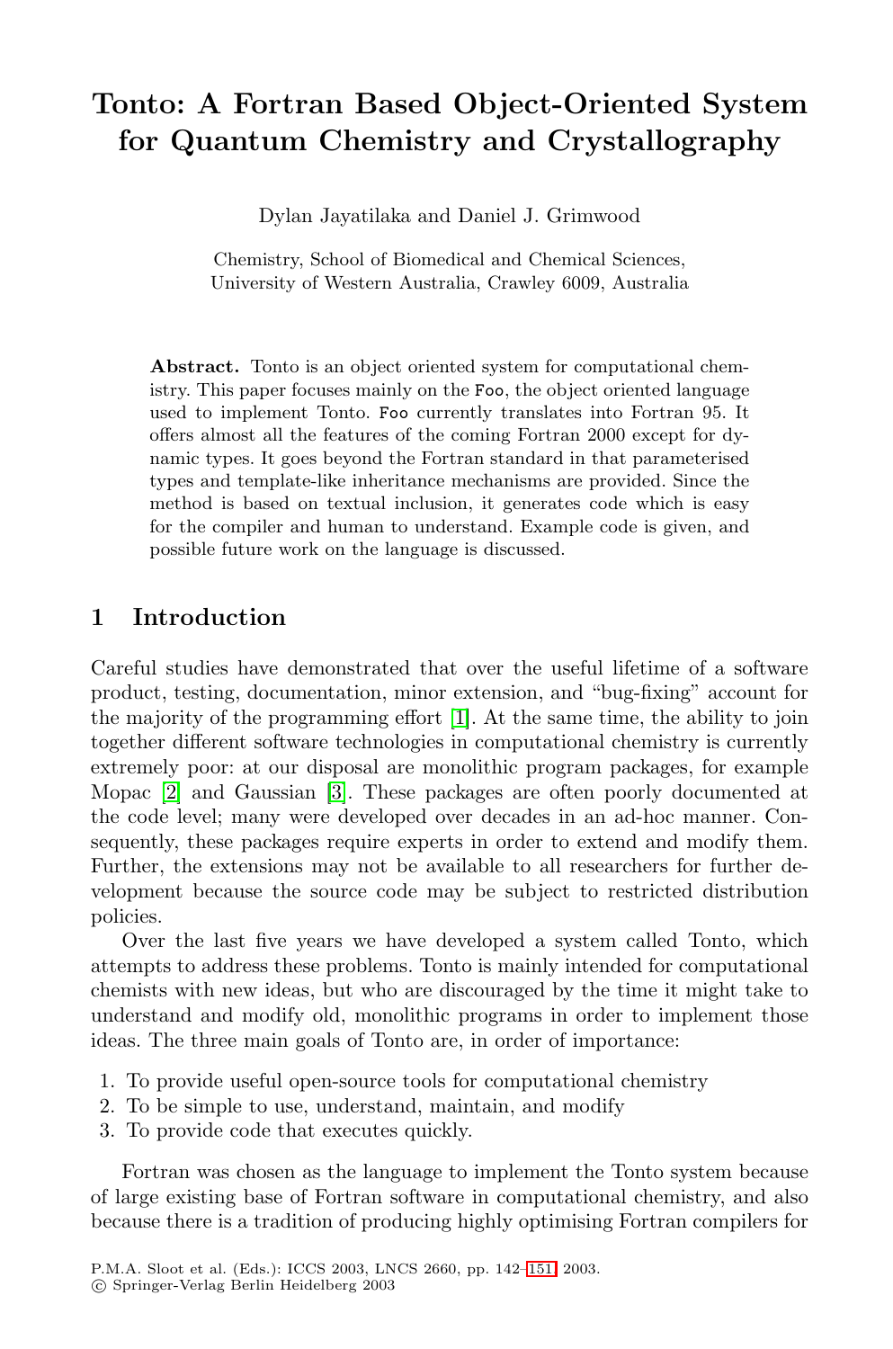# Tonto: A Fortran Based Object-Oriented System for Quantum Chemistry and Crystallography

Dylan Jayatilaka and Daniel J. Grimwood

Chemistry, School of Biomedical and Chemical Sciences,
University of Western Australia, Crawley 6009, Australia

**Abstract.** Tonto is an object oriented system for computational chemistry. This paper focuses mainly on the `Foo`, the object oriented language used to implement Tonto. `Foo` currently translates into Fortran 95. It offers almost all the features of the coming Fortran 2000 except for dynamic types. It goes beyond the Fortran standard in that parameterised types and template-like inheritance mechanisms are provided. Since the method is based on textual inclusion, it generates code which is easy for the compiler and human to understand. Example code is given, and possible future work on the language is discussed.

## 1 Introduction

Careful studies have demonstrated that over the useful lifetime of a software product, testing, documentation, minor extension, and "bug-fixing" account for the majority of the programming effort [1]. At the same time, the ability to join together different software technologies in computational chemistry is currently extremely poor: at our disposal are monolithic program packages, for example Mopac [2] and Gaussian [3]. These packages are often poorly documented at the code level; many were developed over decades in an ad-hoc manner. Consequently, these packages require experts in order to extend and modify them. Further, the extensions may not be available to all researchers for further development because the source code may be subject to restricted distribution policies.

Over the last five years we have developed a system called Tonto, which attempts to address these problems. Tonto is mainly intended for computational chemists with new ideas, but who are discouraged by the time it might take to understand and modify old, monolithic programs in order to implement those ideas. The three main goals of Tonto are, in order of importance:

1. To provide useful open-source tools for computational chemistry
2. To be simple to use, understand, maintain, and modify
3. To provide code that executes quickly.

Fortran was chosen as the language to implement the Tonto system because of large existing base of Fortran software in computational chemistry, and also because there is a tradition of producing highly optimising Fortran compilers for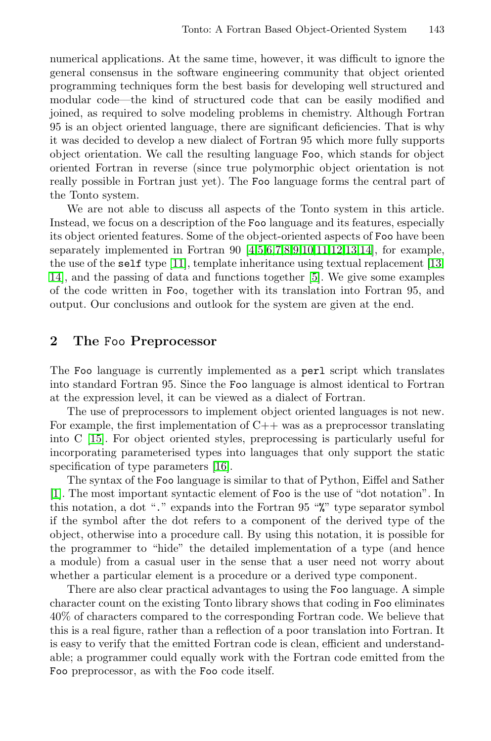numerical applications. At the same time, however, it was difficult to ignore the general consensus in the software engineering community that object oriented programming techniques form the best basis for developing well structured and modular code—the kind of structured code that can be easily modified and joined, as required to solve modeling problems in chemistry. Although Fortran 95 is an object oriented language, there are significant deficiencies. That is why it was decided to develop a new dialect of Fortran 95 which more fully supports object orientation. We call the resulting language `Foo`, which stands for object oriented Fortran in reverse (since true polymorphic object orientation is not really possible in Fortran just yet). The `Foo` language forms the central part of the Tonto system.

We are not able to discuss all aspects of the Tonto system in this article. Instead, we focus on a description of the `Foo` language and its features, especially its object oriented features. Some of the object-oriented aspects of `Foo` have been separately implemented in Fortran 90 [4,5,6,7,8,9,10,11,12,13,14], for example, the use of the `self` type [11], template inheritance using textual replacement [13, 14], and the passing of data and functions together [5]. We give some examples of the code written in `Foo`, together with its translation into Fortran 95, and output. Our conclusions and outlook for the system are given at the end.

## 2 The `Foo` Preprocessor

The `Foo` language is currently implemented as a `perl` script which translates into standard Fortran 95. Since the `Foo` language is almost identical to Fortran at the expression level, it can be viewed as a dialect of Fortran.

The use of preprocessors to implement object oriented languages is not new. For example, the first implementation of C++ was as a preprocessor translating into C [15]. For object oriented styles, preprocessing is particularly useful for incorporating parameterised types into languages that only support the static specification of type parameters [16].

The syntax of the `Foo` language is similar to that of Python, Eiffel and Sather [1]. The most important syntactic element of `Foo` is the use of "dot notation". In this notation, a dot "`.`" expands into the Fortran 95 "`%`" type separator symbol if the symbol after the dot refers to a component of the derived type of the object, otherwise into a procedure call. By using this notation, it is possible for the programmer to "hide" the detailed implementation of a type (and hence a module) from a casual user in the sense that a user need not worry about whether a particular element is a procedure or a derived type component.

There are also clear practical advantages to using the `Foo` language. A simple character count on the existing Tonto library shows that coding in `Foo` eliminates 40% of characters compared to the corresponding Fortran code. We believe that this is a real figure, rather than a reflection of a poor translation into Fortran. It is easy to verify that the emitted Fortran code is clean, efficient and understandable; a programmer could equally work with the Fortran code emitted from the `Foo` preprocessor, as with the `Foo` code itself.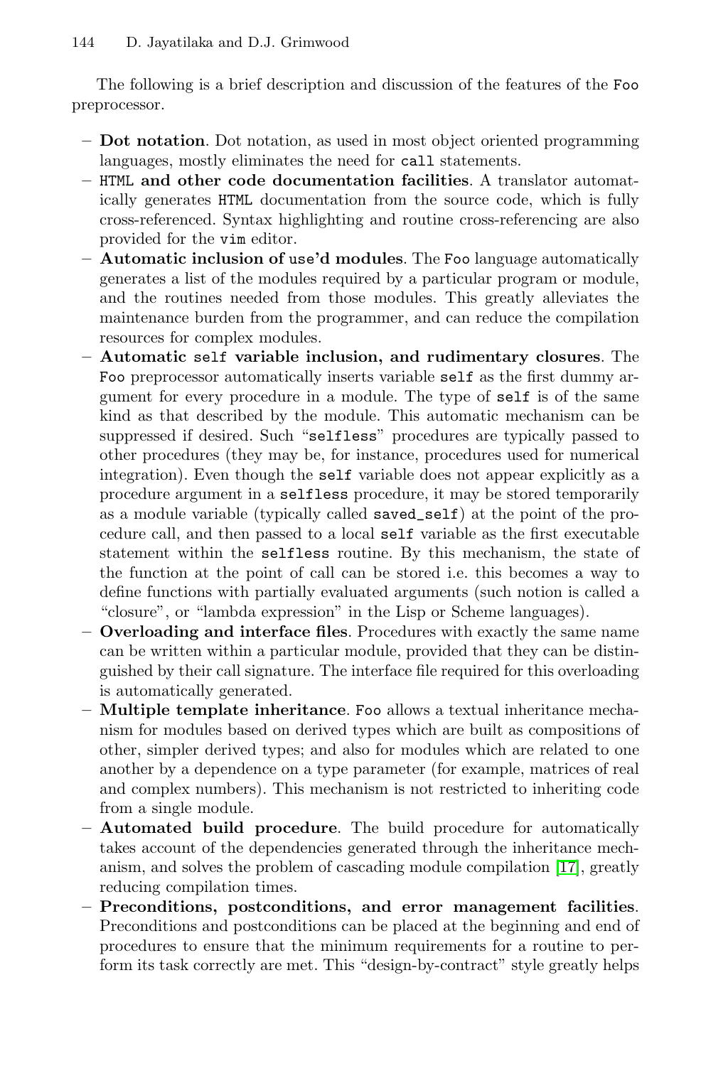The following is a brief description and discussion of the features of the `Foo` preprocessor.

- **Dot notation**. Dot notation, as used in most object oriented programming languages, mostly eliminates the need for `call` statements.
- **`HTML` and other code documentation facilities**. A translator automatically generates `HTML` documentation from the source code, which is fully cross-referenced. Syntax highlighting and routine cross-referencing are also provided for the `vim` editor.
- **Automatic inclusion of `use`'d modules**. The `Foo` language automatically generates a list of the modules required by a particular program or module, and the routines needed from those modules. This greatly alleviates the maintenance burden from the programmer, and can reduce the compilation resources for complex modules.
- **Automatic `self` variable inclusion, and rudimentary closures**. The `Foo` preprocessor automatically inserts variable `self` as the first dummy argument for every procedure in a module. The type of `self` is of the same kind as that described by the module. This automatic mechanism can be suppressed if desired. Such "`selfless`" procedures are typically passed to other procedures (they may be, for instance, procedures used for numerical integration). Even though the `self` variable does not appear explicitly as a procedure argument in a `selfless` procedure, it may be stored temporarily as a module variable (typically called `saved_self`) at the point of the procedure call, and then passed to a local `self` variable as the first executable statement within the `selfless` routine. By this mechanism, the state of the function at the point of call can be stored i.e. this becomes a way to define functions with partially evaluated arguments (such notion is called a "closure", or "lambda expression" in the Lisp or Scheme languages).
- **Overloading and interface files**. Procedures with exactly the same name can be written within a particular module, provided that they can be distinguished by their call signature. The interface file required for this overloading is automatically generated.
- **Multiple template inheritance**. `Foo` allows a textual inheritance mechanism for modules based on derived types which are built as compositions of other, simpler derived types; and also for modules which are related to one another by a dependence on a type parameter (for example, matrices of real and complex numbers). This mechanism is not restricted to inheriting code from a single module.
- **Automated build procedure**. The build procedure for automatically takes account of the dependencies generated through the inheritance mechanism, and solves the problem of cascading module compilation [17], greatly reducing compilation times.
- **Preconditions, postconditions, and error management facilities**. Preconditions and postconditions can be placed at the beginning and end of procedures to ensure that the minimum requirements for a routine to perform its task correctly are met. This "design-by-contract" style greatly helps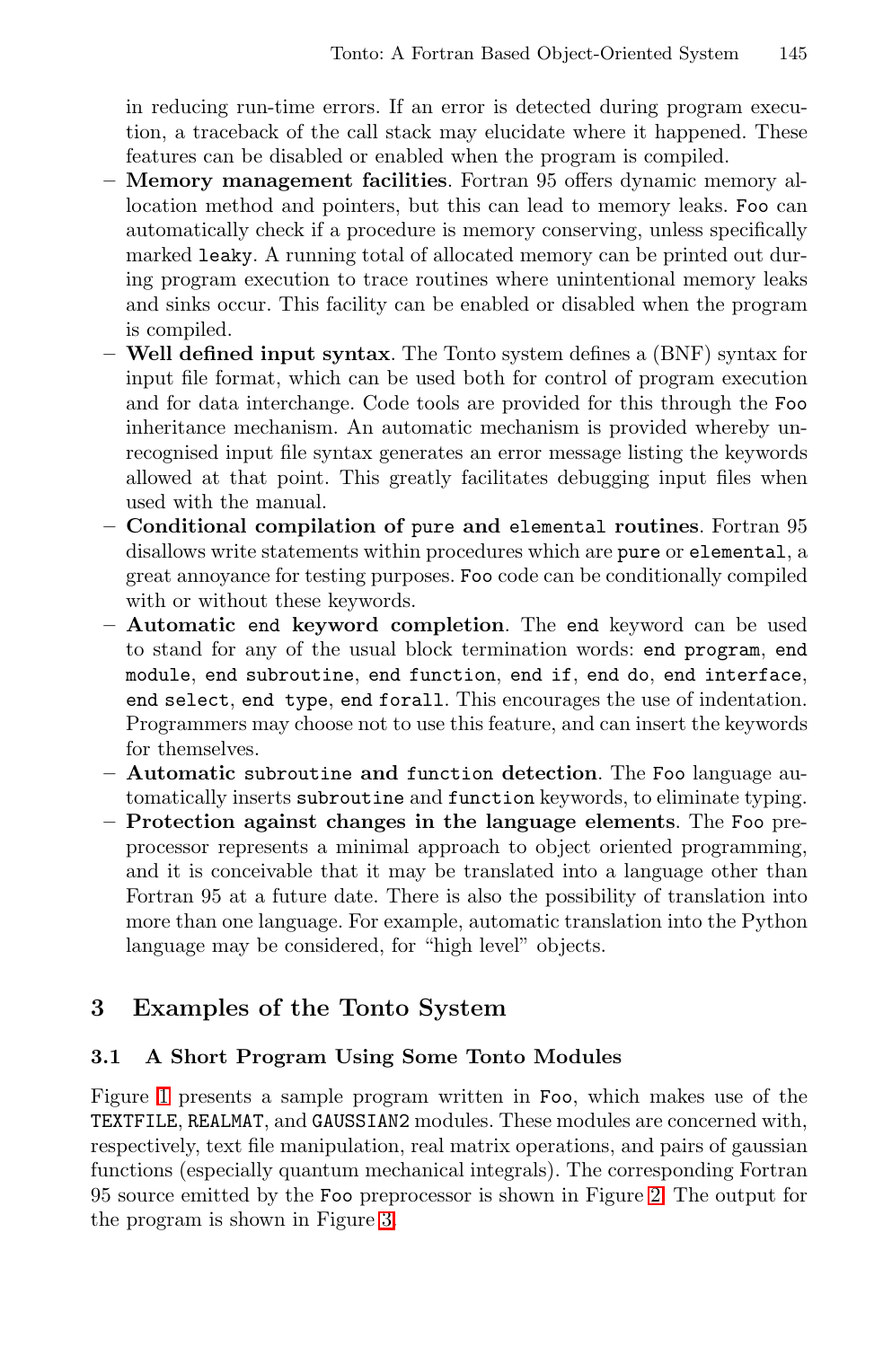in reducing run-time errors. If an error is detected during program execution, a traceback of the call stack may elucidate where it happened. These features can be disabled or enabled when the program is compiled.

- **Memory management facilities**. Fortran 95 offers dynamic memory allocation method and pointers, but this can lead to memory leaks. `Foo` can automatically check if a procedure is memory conserving, unless specifically marked `leaky`. A running total of allocated memory can be printed out during program execution to trace routines where unintentional memory leaks and sinks occur. This facility can be enabled or disabled when the program is compiled.
- **Well defined input syntax**. The Tonto system defines a (BNF) syntax for input file format, which can be used both for control of program execution and for data interchange. Code tools are provided for this through the `Foo` inheritance mechanism. An automatic mechanism is provided whereby unrecognised input file syntax generates an error message listing the keywords allowed at that point. This greatly facilitates debugging input files when used with the manual.
- **Conditional compilation of `pure` and `elemental` routines**. Fortran 95 disallows write statements within procedures which are `pure` or `elemental`, a great annoyance for testing purposes. `Foo` code can be conditionally compiled with or without these keywords.
- **Automatic `end` keyword completion**. The `end` keyword can be used to stand for any of the usual block termination words: `end program`, `end module`, `end subroutine`, `end function`, `end if`, `end do`, `end interface`, `end select`, `end type`, `end forall`. This encourages the use of indentation. Programmers may choose not to use this feature, and can insert the keywords for themselves.
- **Automatic `subroutine` and `function` detection**. The `Foo` language automatically inserts `subroutine` and `function` keywords, to eliminate typing.
- **Protection against changes in the language elements**. The `Foo` preprocessor represents a minimal approach to object oriented programming, and it is conceivable that it may be translated into a language other than Fortran 95 at a future date. There is also the possibility of translation into more than one language. For example, automatic translation into the Python language may be considered, for "high level" objects.

## 3 Examples of the Tonto System

### 3.1 A Short Program Using Some Tonto Modules

Figure 1 presents a sample program written in `Foo`, which makes use of the `TEXTFILE`, `REALMAT`, and `GAUSSIAN2` modules. These modules are concerned with, respectively, text file manipulation, real matrix operations, and pairs of gaussian functions (especially quantum mechanical integrals). The corresponding Fortran 95 source emitted by the `Foo` preprocessor is shown in Figure 2. The output for the program is shown in Figure 3.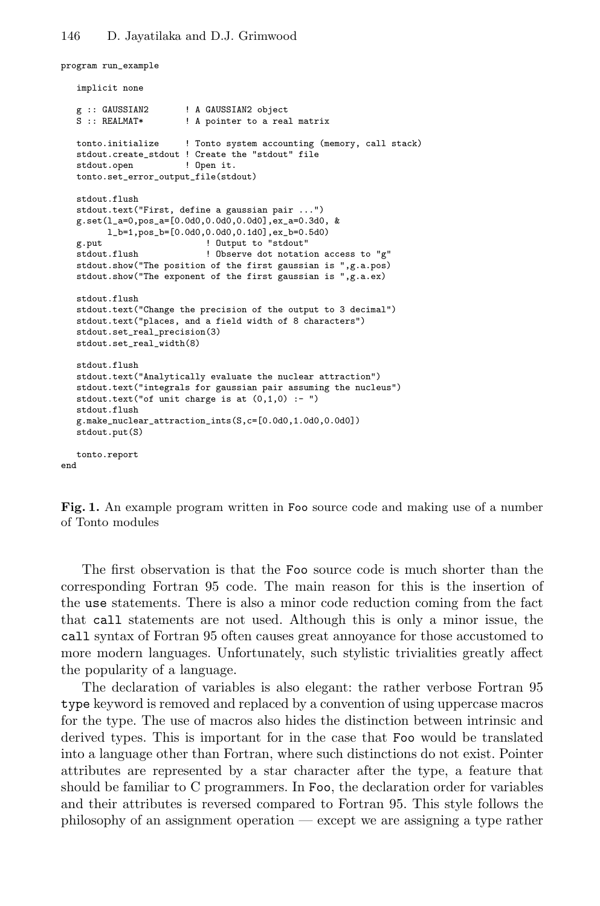```
program run_example

   implicit none

   g :: GAUSSIAN2       ! A GAUSSIAN2 object
   S :: REALMAT*        ! A pointer to a real matrix

   tonto.initialize     ! Tonto system accounting (memory, call stack)
   stdout.create_stdout ! Create the "stdout" file
   stdout.open          ! Open it.
   tonto.set_error_output_file(stdout)

   stdout.flush
   stdout.text("First, define a gaussian pair ...")
   g.set(l_a=0,pos_a=[0.0d0,0.0d0,0.0d0],ex_a=0.3d0, &
         l_b=1,pos_b=[0.0d0,0.0d0,0.1d0],ex_b=0.5d0)
   g.put                    ! Output to "stdout"
   stdout.flush             ! Observe dot notation access to "g"
   stdout.show("The position of the first gaussian is ",g.a.pos)
   stdout.show("The exponent of the first gaussian is ",g.a.ex)

   stdout.flush
   stdout.text("Change the precision of the output to 3 decimal")
   stdout.text("places, and a field width of 8 characters")
   stdout.set_real_precision(3)
   stdout.set_real_width(8)

   stdout.flush
   stdout.text("Analytically evaluate the nuclear attraction")
   stdout.text("integrals for gaussian pair assuming the nucleus")
   stdout.text("of unit charge is at (0,1,0) :- ")
   stdout.flush
   g.make_nuclear_attraction_ints(S,c=[0.0d0,1.0d0,0.0d0])
   stdout.put(S)

   tonto.report
end
```

**Fig. 1.** An example program written in `Foo` source code and making use of a number of Tonto modules

The first observation is that the `Foo` source code is much shorter than the corresponding Fortran 95 code. The main reason for this is the insertion of the `use` statements. There is also a minor code reduction coming from the fact that `call` statements are not used. Although this is only a minor issue, the `call` syntax of Fortran 95 often causes great annoyance for those accustomed to more modern languages. Unfortunately, such stylistic trivialities greatly affect the popularity of a language.

The declaration of variables is also elegant: the rather verbose Fortran 95 `type` keyword is removed and replaced by a convention of using uppercase macros for the type. The use of macros also hides the distinction between intrinsic and derived types. This is important for in the case that `Foo` would be translated into a language other than Fortran, where such distinctions do not exist. Pointer attributes are represented by a star character after the type, a feature that should be familiar to C programmers. In `Foo`, the declaration order for variables and their attributes is reversed compared to Fortran 95. This style follows the philosophy of an assignment operation — except we are assigning a type rather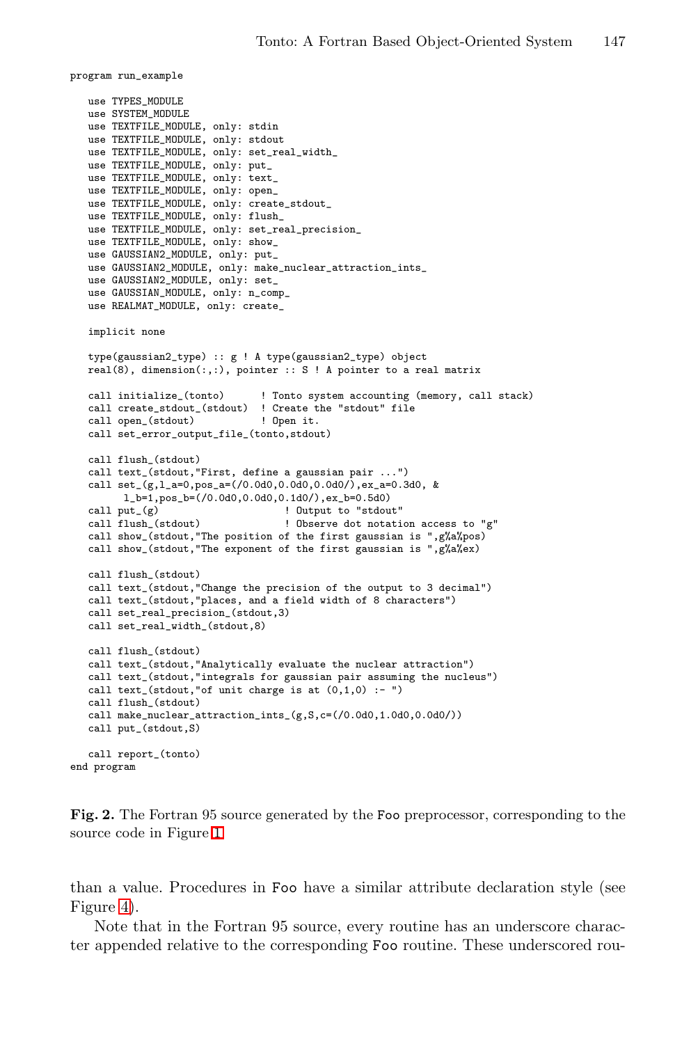```fortran
program run_example

   use TYPES_MODULE
   use SYSTEM_MODULE
   use TEXTFILE_MODULE, only: stdin
   use TEXTFILE_MODULE, only: stdout
   use TEXTFILE_MODULE, only: set_real_width_
   use TEXTFILE_MODULE, only: put_
   use TEXTFILE_MODULE, only: text_
   use TEXTFILE_MODULE, only: open_
   use TEXTFILE_MODULE, only: create_stdout_
   use TEXTFILE_MODULE, only: flush_
   use TEXTFILE_MODULE, only: set_real_precision_
   use TEXTFILE_MODULE, only: show_
   use GAUSSIAN2_MODULE, only: put_
   use GAUSSIAN2_MODULE, only: make_nuclear_attraction_ints_
   use GAUSSIAN2_MODULE, only: set_
   use GAUSSIAN_MODULE, only: n_comp_
   use REALMAT_MODULE, only: create_

   implicit none

   type(gaussian2_type) :: g ! A type(gaussian2_type) object
   real(8), dimension(:,:), pointer :: S ! A pointer to a real matrix

   call initialize_(tonto)      ! Tonto system accounting (memory, call stack)
   call create_stdout_(stdout)  ! Create the "stdout" file
   call open_(stdout)           ! Open it.
   call set_error_output_file_(tonto,stdout)

   call flush_(stdout)
   call text_(stdout,"First, define a gaussian pair ...")
   call set_(g,l_a=0,pos_a=(/0.0d0,0.0d0,0.0d0/),ex_a=0.3d0, &
         l_b=1,pos_b=(/0.0d0,0.0d0,0.1d0/),ex_b=0.5d0)
   call put_(g)                     ! Output to "stdout"
   call flush_(stdout)              ! Observe dot notation access to "g"
   call show_(stdout,"The position of the first gaussian is ",g%a%pos)
   call show_(stdout,"The exponent of the first gaussian is ",g%a%ex)

   call flush_(stdout)
   call text_(stdout,"Change the precision of the output to 3 decimal")
   call text_(stdout,"places, and a field width of 8 characters")
   call set_real_precision_(stdout,3)
   call set_real_width_(stdout,8)

   call flush_(stdout)
   call text_(stdout,"Analytically evaluate the nuclear attraction")
   call text_(stdout,"integrals for gaussian pair assuming the nucleus")
   call text_(stdout,"of unit charge is at (0,1,0) :- ")
   call flush_(stdout)
   call make_nuclear_attraction_ints_(g,S,c=(/0.0d0,1.0d0,0.0d0/))
   call put_(stdout,S)

   call report_(tonto)
end program
```

**Fig. 2.** The Fortran 95 source generated by the Foo preprocessor, corresponding to the source code in Figure 1

than a value. Procedures in Foo have a similar attribute declaration style (see Figure 4).

Note that in the Fortran 95 source, every routine has an underscore character appended relative to the corresponding Foo routine. These underscored rou-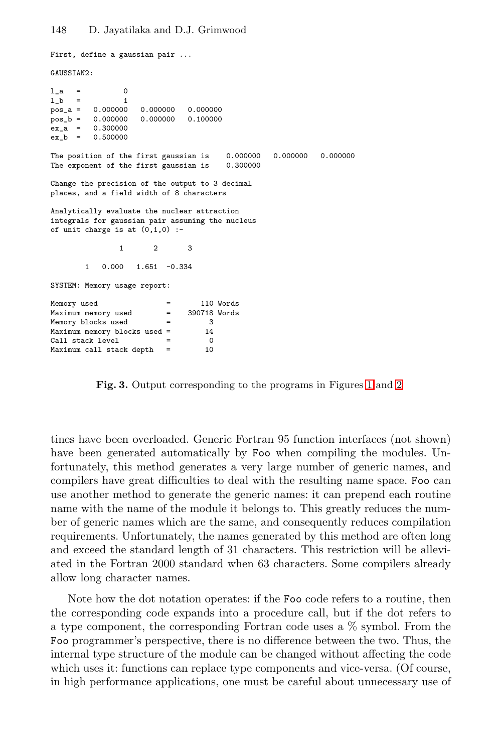```
First, define a gaussian pair ...

GAUSSIAN2:

l_a   =          0
l_b   =          1
pos_a =   0.000000   0.000000   0.000000
pos_b =   0.000000   0.000000   0.100000
ex_a  =   0.300000
ex_b  =   0.500000

The position of the first gaussian is    0.000000   0.000000   0.000000
The exponent of the first gaussian is    0.300000

Change the precision of the output to 3 decimal
places, and a field width of 8 characters

Analytically evaluate the nuclear attraction
integrals for gaussian pair assuming the nucleus
of unit charge is at (0,1,0) :-

                1       2       3

        1   0.000   1.651  -0.334

SYSTEM: Memory usage report:

Memory used                =       110 Words
Maximum memory used        =    390718 Words
Memory blocks used         =         3
Maximum memory blocks used =        14
Call stack level           =         0
Maximum call stack depth   =        10
```

**Fig. 3.** Output corresponding to the programs in Figures 1 and 2

tines have been overloaded. Generic Fortran 95 function interfaces (not shown) have been generated automatically by `Foo` when compiling the modules. Unfortunately, this method generates a very large number of generic names, and compilers have great difficulties to deal with the resulting name space. `Foo` can use another method to generate the generic names: it can prepend each routine name with the name of the module it belongs to. This greatly reduces the number of generic names which are the same, and consequently reduces compilation requirements. Unfortunately, the names generated by this method are often long and exceed the standard length of 31 characters. This restriction will be alleviated in the Fortran 2000 standard when 63 characters. Some compilers already allow long character names.

Note how the dot notation operates: if the `Foo` code refers to a routine, then the corresponding code expands into a procedure call, but if the dot refers to a type component, the corresponding Fortran code uses a % symbol. From the `Foo` programmer's perspective, there is no difference between the two. Thus, the internal type structure of the module can be changed without affecting the code which uses it: functions can replace type components and vice-versa. (Of course, in high performance applications, one must be careful about unnecessary use of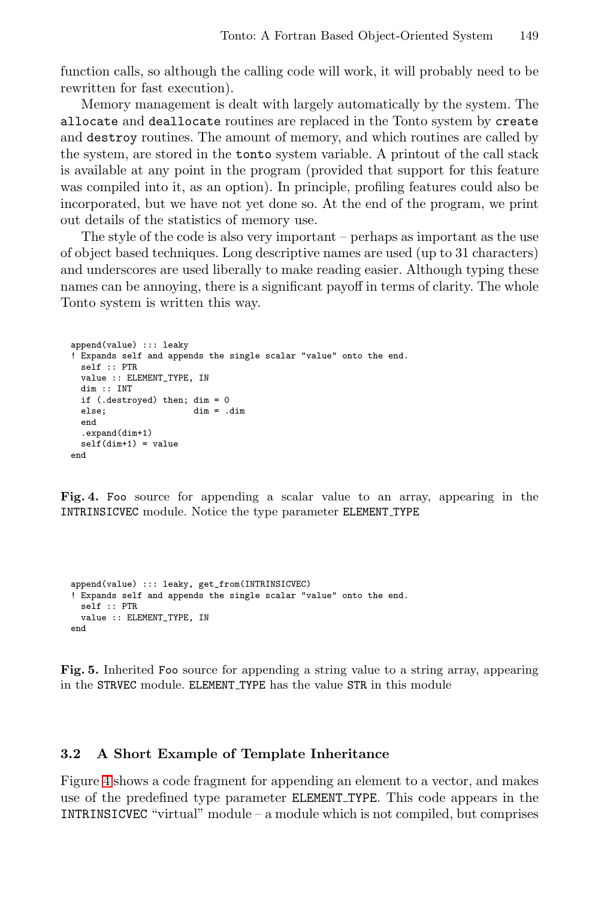function calls, so although the calling code will work, it will probably need to be rewritten for fast execution).

Memory management is dealt with largely automatically by the system. The `allocate` and `deallocate` routines are replaced in the Tonto system by `create` and `destroy` routines. The amount of memory, and which routines are called by the system, are stored in the `tonto` system variable. A printout of the call stack is available at any point in the program (provided that support for this feature was compiled into it, as an option). In principle, profiling features could also be incorporated, but we have not yet done so. At the end of the program, we print out details of the statistics of memory use.

The style of the code is also very important – perhaps as important as the use of object based techniques. Long descriptive names are used (up to 31 characters) and underscores are used liberally to make reading easier. Although typing these names can be annoying, there is a significant payoff in terms of clarity. The whole Tonto system is written this way.

```
append(value) ::: leaky
! Expands self and appends the single scalar "value" onto the end.
  self :: PTR
  value :: ELEMENT_TYPE, IN
  dim :: INT
  if (.destroyed) then; dim = 0
  else;                 dim = .dim
  end
  .expand(dim+1)
  self(dim+1) = value
end
```

**Fig. 4.** `Foo` source for appending a scalar value to an array, appearing in the `INTRINSICVEC` module. Notice the type parameter `ELEMENT_TYPE`

```
append(value) ::: leaky, get_from(INTRINSICVEC)
! Expands self and appends the single scalar "value" onto the end.
  self :: PTR
  value :: ELEMENT_TYPE, IN
end
```

**Fig. 5.** Inherited `Foo` source for appending a string value to a string array, appearing in the `STRVEC` module. `ELEMENT_TYPE` has the value `STR` in this module

### 3.2 A Short Example of Template Inheritance

Figure 4 shows a code fragment for appending an element to a vector, and makes use of the predefined type parameter `ELEMENT_TYPE`. This code appears in the `INTRINSICVEC` "virtual" module – a module which is not compiled, but comprises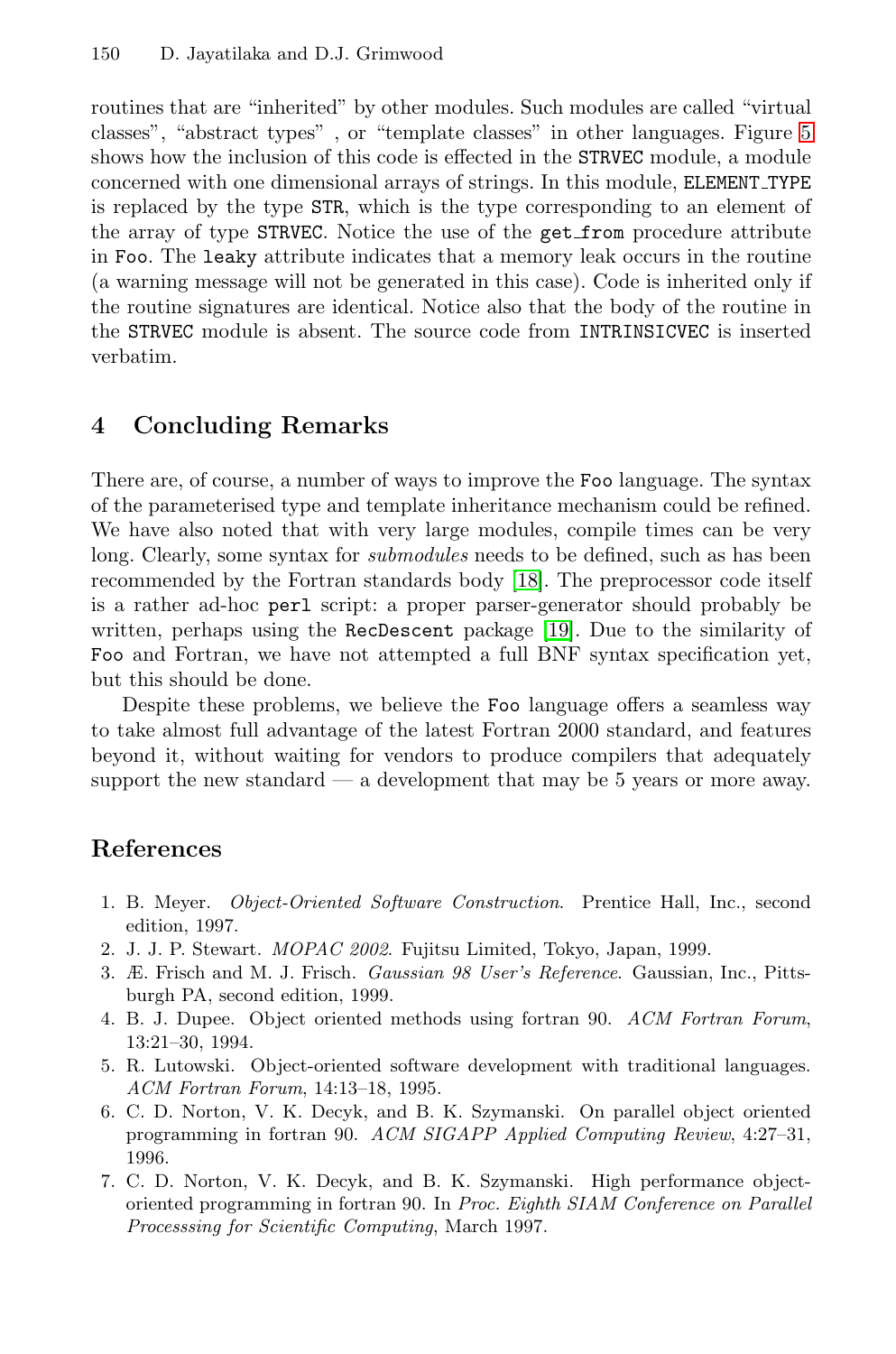routines that are "inherited" by other modules. Such modules are called "virtual classes", "abstract types" , or "template classes" in other languages. Figure 5 shows how the inclusion of this code is effected in the `STRVEC` module, a module concerned with one dimensional arrays of strings. In this module, `ELEMENT_TYPE` is replaced by the type `STR`, which is the type corresponding to an element of the array of type `STRVEC`. Notice the use of the `get_from` procedure attribute in `Foo`. The `leaky` attribute indicates that a memory leak occurs in the routine (a warning message will not be generated in this case). Code is inherited only if the routine signatures are identical. Notice also that the body of the routine in the `STRVEC` module is absent. The source code from `INTRINSICVEC` is inserted verbatim.

## 4 Concluding Remarks

There are, of course, a number of ways to improve the `Foo` language. The syntax of the parameterised type and template inheritance mechanism could be refined. We have also noted that with very large modules, compile times can be very long. Clearly, some syntax for *submodules* needs to be defined, such as has been recommended by the Fortran standards body [18]. The preprocessor code itself is a rather ad-hoc `perl` script: a proper parser-generator should probably be written, perhaps using the `RecDescent` package [19]. Due to the similarity of `Foo` and Fortran, we have not attempted a full BNF syntax specification yet, but this should be done.

Despite these problems, we believe the `Foo` language offers a seamless way to take almost full advantage of the latest Fortran 2000 standard, and features beyond it, without waiting for vendors to produce compilers that adequately support the new standard — a development that may be 5 years or more away.

## References

1. B. Meyer. *Object-Oriented Software Construction*. Prentice Hall, Inc., second edition, 1997.
2. J. J. P. Stewart. *MOPAC 2002*. Fujitsu Limited, Tokyo, Japan, 1999.
3. Æ. Frisch and M. J. Frisch. *Gaussian 98 User's Reference*. Gaussian, Inc., Pittsburgh PA, second edition, 1999.
4. B. J. Dupee. Object oriented methods using fortran 90. *ACM Fortran Forum*, 13:21–30, 1994.
5. R. Lutowski. Object-oriented software development with traditional languages. *ACM Fortran Forum*, 14:13–18, 1995.
6. C. D. Norton, V. K. Decyk, and B. K. Szymanski. On parallel object oriented programming in fortran 90. *ACM SIGAPP Applied Computing Review*, 4:27–31, 1996.
7. C. D. Norton, V. K. Decyk, and B. K. Szymanski. High performance object-oriented programming in fortran 90. In *Proc. Eighth SIAM Conference on Parallel Processsing for Scientific Computing*, March 1997.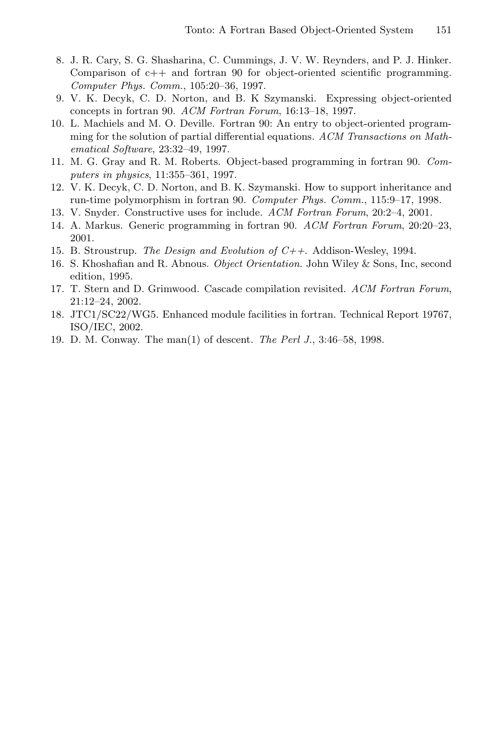8. J. R. Cary, S. G. Shasharina, C. Cummings, J. V. W. Reynders, and P. J. Hinker. Comparison of c++ and fortran 90 for object-oriented scientific programming. *Computer Phys. Comm.*, 105:20–36, 1997.
9. V. K. Decyk, C. D. Norton, and B. K Szymanski. Expressing object-oriented concepts in fortran 90. *ACM Fortran Forum*, 16:13–18, 1997.
10. L. Machiels and M. O. Deville. Fortran 90: An entry to object-oriented programming for the solution of partial differential equations. *ACM Transactions on Mathematical Software*, 23:32–49, 1997.
11. M. G. Gray and R. M. Roberts. Object-based programming in fortran 90. *Computers in physics*, 11:355–361, 1997.
12. V. K. Decyk, C. D. Norton, and B. K. Szymanski. How to support inheritance and run-time polymorphism in fortran 90. *Computer Phys. Comm.*, 115:9–17, 1998.
13. V. Snyder. Constructive uses for include. *ACM Fortran Forum*, 20:2–4, 2001.
14. A. Markus. Generic programming in fortran 90. *ACM Fortran Forum*, 20:20–23, 2001.
15. B. Stroustrup. *The Design and Evolution of C++*. Addison-Wesley, 1994.
16. S. Khoshafian and R. Abnous. *Object Orientation*. John Wiley & Sons, Inc, second edition, 1995.
17. T. Stern and D. Grimwood. Cascade compilation revisited. *ACM Fortran Forum*, 21:12–24, 2002.
18. JTC1/SC22/WG5. Enhanced module facilities in fortran. Technical Report 19767, ISO/IEC, 2002.
19. D. M. Conway. The man(1) of descent. *The Perl J.*, 3:46–58, 1998.